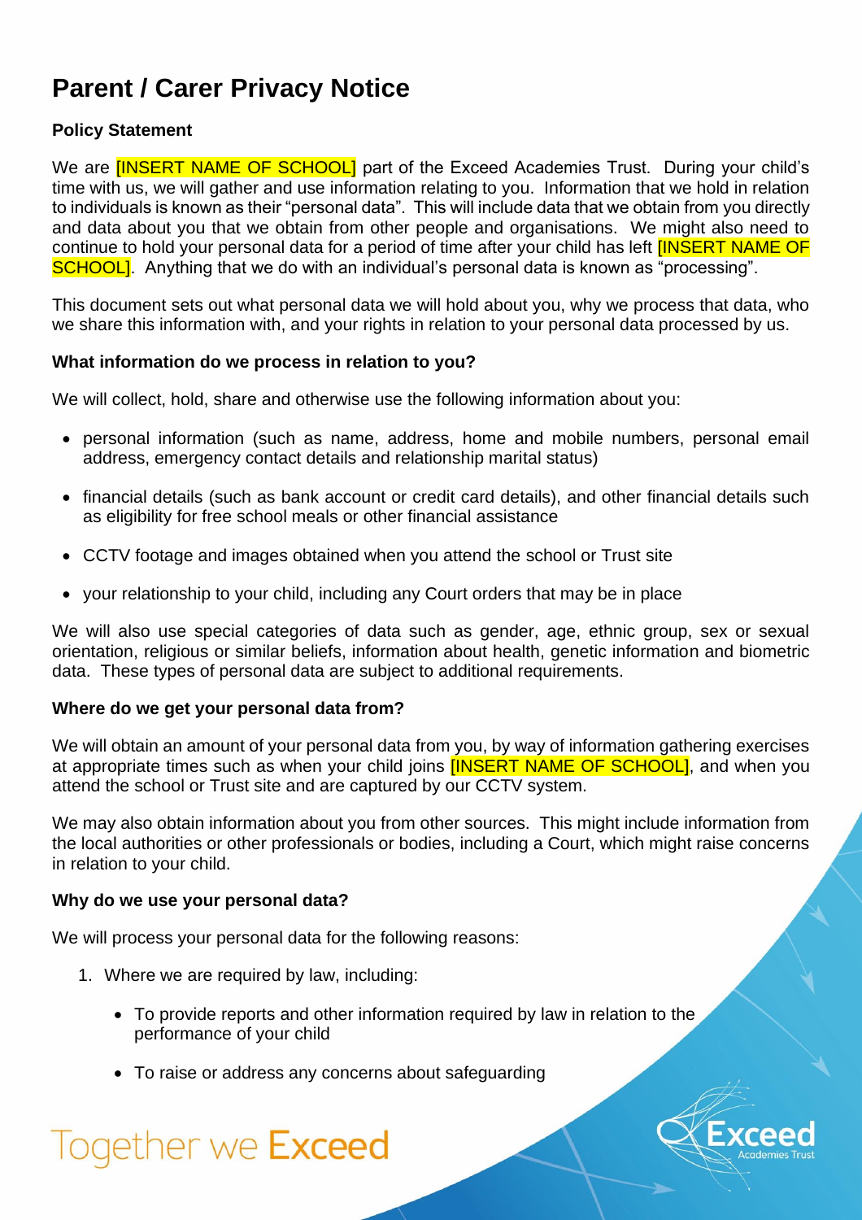# Parent / Carer Privacy Notice

### Policy Statement

We are [INSERT NAME OF SCHOOL] part of the Exceed Academies Trust. During your child's time with us, we will gather and use information relating to you. Information that we hold in relation to individuals is known as their "personal data". This will include data that we obtain from you directly and data about you that we obtain from other people and organisations. We might also need to continue to hold your personal data for a period of time after your child has left [INSERT NAME OF SCHOOL]. Anything that we do with an individual's personal data is known as "processing".

This document sets out what personal data we will hold about you, why we process that data, who we share this information with, and your rights in relation to your personal data processed by us.

### What information do we process in relation to you?

We will collect, hold, share and otherwise use the following information about you:

- personal information (such as name, address, home and mobile numbers, personal email address, emergency contact details and relationship marital status)
- financial details (such as bank account or credit card details), and other financial details such as eligibility for free school meals or other financial assistance
- CCTV footage and images obtained when you attend the school or Trust site
- your relationship to your child, including any Court orders that may be in place

We will also use special categories of data such as gender, age, ethnic group, sex or sexual orientation, religious or similar beliefs, information about health, genetic information and biometric data. These types of personal data are subject to additional requirements.

### Where do we get your personal data from?

We will obtain an amount of your personal data from you, by way of information gathering exercises at appropriate times such as when your child joins [INSERT NAME OF SCHOOL], and when you attend the school or Trust site and are captured by our CCTV system.

We may also obtain information about you from other sources. This might include information from the local authorities or other professionals or bodies, including a Court, which might raise concerns in relation to your child.

### Why do we use your personal data?

We will process your personal data for the following reasons:

1. Where we are required by law, including:
   - To provide reports and other information required by law in relation to the performance of your child
   - To raise or address any concerns about safeguarding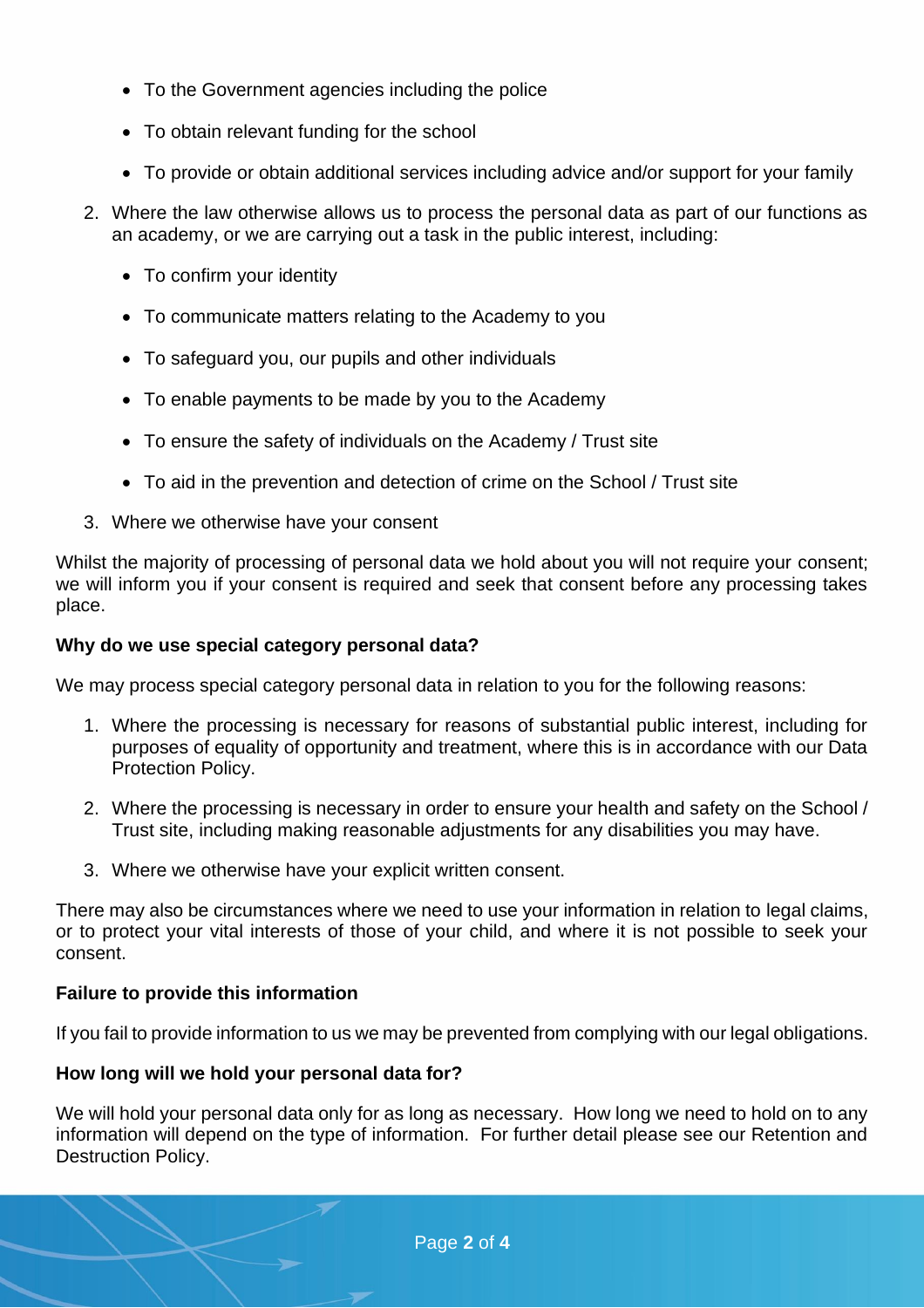- To the Government agencies including the police
- To obtain relevant funding for the school
- To provide or obtain additional services including advice and/or support for your family

2. Where the law otherwise allows us to process the personal data as part of our functions as an academy, or we are carrying out a task in the public interest, including:
   - To confirm your identity
   - To communicate matters relating to the Academy to you
   - To safeguard you, our pupils and other individuals
   - To enable payments to be made by you to the Academy
   - To ensure the safety of individuals on the Academy / Trust site
   - To aid in the prevention and detection of crime on the School / Trust site
3. Where we otherwise have your consent

Whilst the majority of processing of personal data we hold about you will not require your consent; we will inform you if your consent is required and seek that consent before any processing takes place.

**Why do we use special category personal data?**

We may process special category personal data in relation to you for the following reasons:

1. Where the processing is necessary for reasons of substantial public interest, including for purposes of equality of opportunity and treatment, where this is in accordance with our Data Protection Policy.
2. Where the processing is necessary in order to ensure your health and safety on the School / Trust site, including making reasonable adjustments for any disabilities you may have.
3. Where we otherwise have your explicit written consent.

There may also be circumstances where we need to use your information in relation to legal claims, or to protect your vital interests of those of your child, and where it is not possible to seek your consent.

**Failure to provide this information**

If you fail to provide information to us we may be prevented from complying with our legal obligations.

**How long will we hold your personal data for?**

We will hold your personal data only for as long as necessary. How long we need to hold on to any information will depend on the type of information. For further detail please see our Retention and Destruction Policy.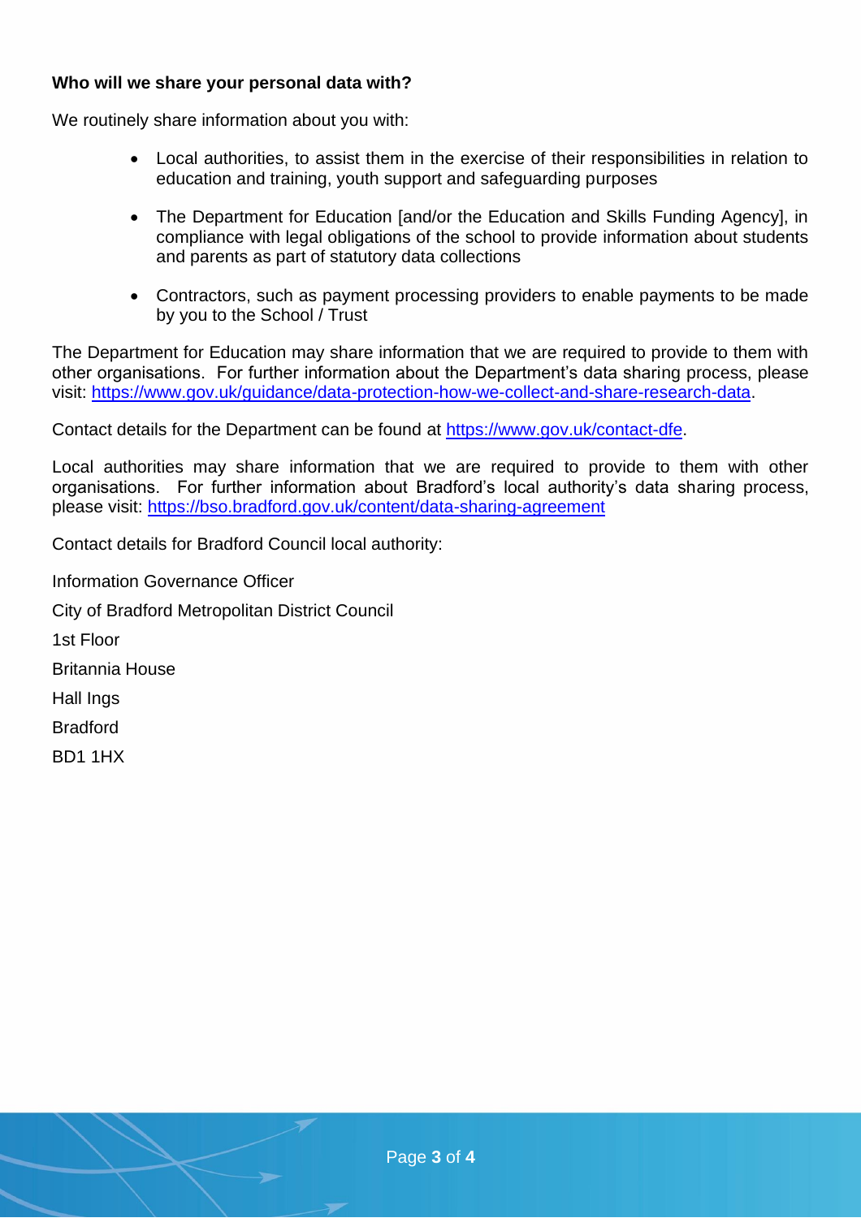**Who will we share your personal data with?**

We routinely share information about you with:

- Local authorities, to assist them in the exercise of their responsibilities in relation to education and training, youth support and safeguarding purposes
- The Department for Education [and/or the Education and Skills Funding Agency], in compliance with legal obligations of the school to provide information about students and parents as part of statutory data collections
- Contractors, such as payment processing providers to enable payments to be made by you to the School / Trust

The Department for Education may share information that we are required to provide to them with other organisations. For further information about the Department's data sharing process, please visit: https://www.gov.uk/guidance/data-protection-how-we-collect-and-share-research-data.

Contact details for the Department can be found at https://www.gov.uk/contact-dfe.

Local authorities may share information that we are required to provide to them with other organisations. For further information about Bradford's local authority's data sharing process, please visit: https://bso.bradford.gov.uk/content/data-sharing-agreement

Contact details for Bradford Council local authority:

Information Governance Officer

City of Bradford Metropolitan District Council

1st Floor

Britannia House

Hall Ings

Bradford

BD1 1HX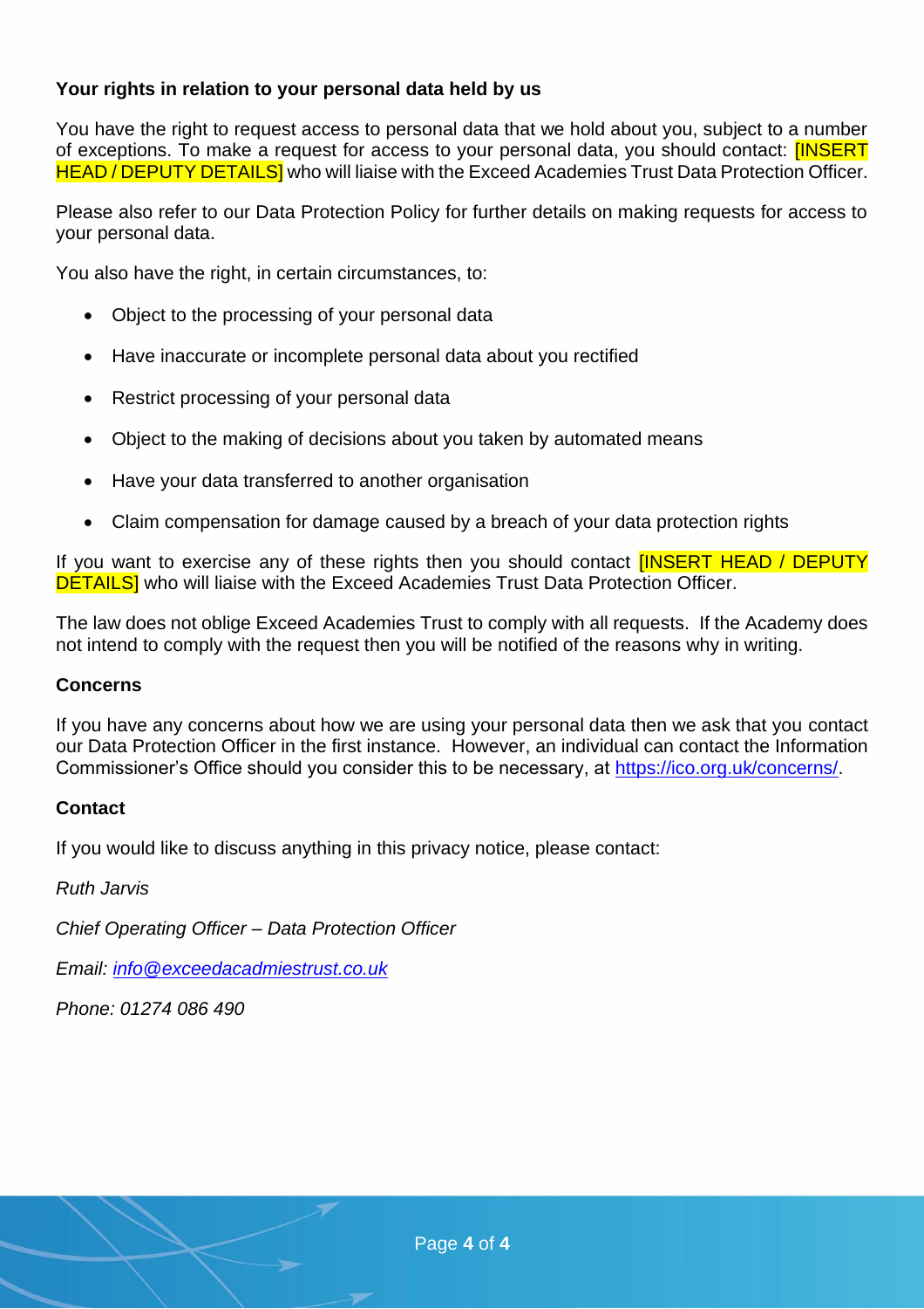**Your rights in relation to your personal data held by us**

You have the right to request access to personal data that we hold about you, subject to a number of exceptions. To make a request for access to your personal data, you should contact: [INSERT HEAD / DEPUTY DETAILS] who will liaise with the Exceed Academies Trust Data Protection Officer.

Please also refer to our Data Protection Policy for further details on making requests for access to your personal data.

You also have the right, in certain circumstances, to:

- Object to the processing of your personal data
- Have inaccurate or incomplete personal data about you rectified
- Restrict processing of your personal data
- Object to the making of decisions about you taken by automated means
- Have your data transferred to another organisation
- Claim compensation for damage caused by a breach of your data protection rights

If you want to exercise any of these rights then you should contact [INSERT HEAD / DEPUTY DETAILS] who will liaise with the Exceed Academies Trust Data Protection Officer.

The law does not oblige Exceed Academies Trust to comply with all requests. If the Academy does not intend to comply with the request then you will be notified of the reasons why in writing.

**Concerns**

If you have any concerns about how we are using your personal data then we ask that you contact our Data Protection Officer in the first instance. However, an individual can contact the Information Commissioner's Office should you consider this to be necessary, at https://ico.org.uk/concerns/.

**Contact**

If you would like to discuss anything in this privacy notice, please contact:

*Ruth Jarvis*

*Chief Operating Officer – Data Protection Officer*

*Email: info@exceedacadmiestrust.co.uk*

*Phone: 01274 086 490*